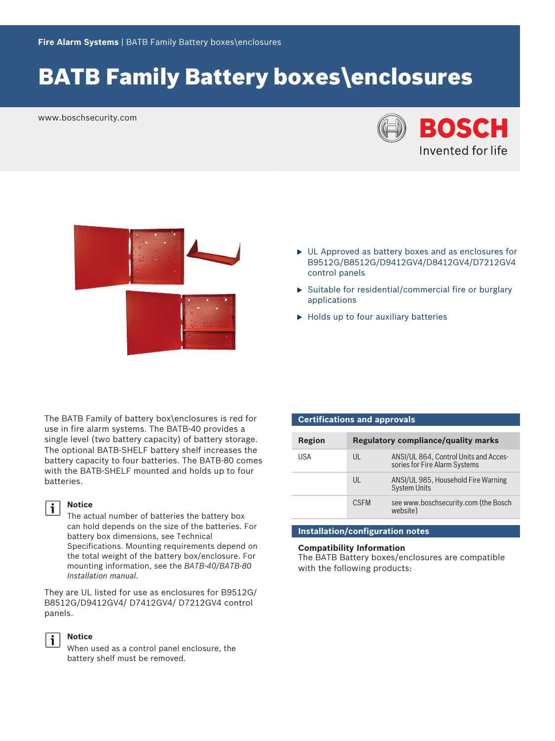Fire Alarm Systems | BATB Family Battery boxes\enclosures

# BATB Family Battery boxes\enclosures

www.boschsecurity.com

- UL Approved as battery boxes and as enclosures for B9512G/B8512G/D9412GV4/D8412GV4/D7212GV4 control panels
- Suitable for residential/commercial fire or burglary applications
- Holds up to four auxiliary batteries

The BATB Family of battery box\enclosures is red for use in fire alarm systems. The BATB-40 provides a single level (two battery capacity) of battery storage. The optional BATB-SHELF battery shelf increases the battery capacity to four batteries. The BATB-80 comes with the BATB-SHELF mounted and holds up to four batteries.

**Notice**
The actual number of batteries the battery box can hold depends on the size of the batteries. For battery box dimensions, see Technical Specifications. Mounting requirements depend on the total weight of the battery box/enclosure. For mounting information, see the *BATB-40/BATB-80 Installation manual*.

They are UL listed for use as enclosures for B9512G/ B8512G/D9412GV4/ D7412GV4/ D7212GV4 control panels.

**Notice**
When used as a control panel enclosure, the battery shelf must be removed.

## Certifications and approvals

| Region | Regulatory compliance/quality marks | |
|---|---|---|
| USA | UL | ANSI/UL 864, Control Units and Accessories for Fire Alarm Systems |
| | UL | ANSI/UL 985, Household Fire Warning System Units |
| | CSFM | see www.boschsecurity.com (the Bosch website) |

## Installation/configuration notes

**Compatibility Information**
The BATB Battery boxes/enclosures are compatible with the following products: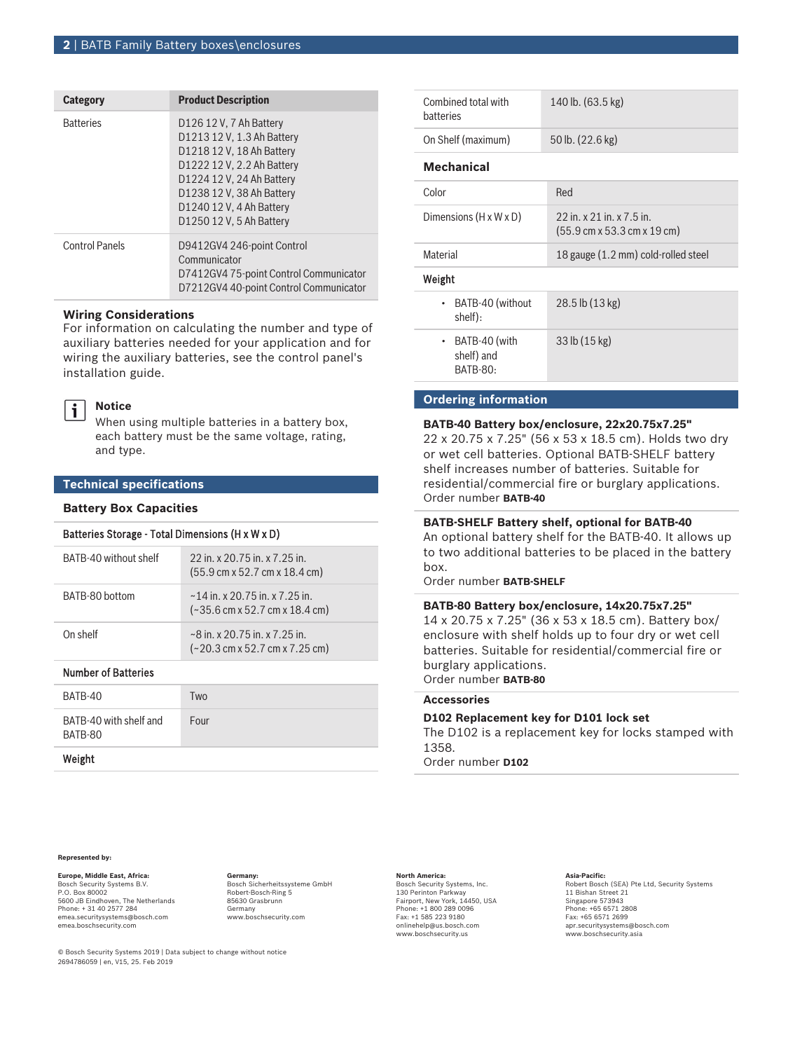| Category | Product Description |
| --- | --- |
| Batteries | D126 12 V, 7 Ah Battery<br>D1213 12 V, 1.3 Ah Battery<br>D1218 12 V, 18 Ah Battery<br>D1222 12 V, 2.2 Ah Battery<br>D1224 12 V, 24 Ah Battery<br>D1238 12 V, 38 Ah Battery<br>D1240 12 V, 4 Ah Battery<br>D1250 12 V, 5 Ah Battery |
| Control Panels | D9412GV4 246-point Control Communicator<br>D7412GV4 75-point Control Communicator<br>D7212GV4 40-point Control Communicator |

### Wiring Considerations

For information on calculating the number and type of auxiliary batteries needed for your application and for wiring the auxiliary batteries, see the control panel's installation guide.

**Notice**

When using multiple batteries in a battery box, each battery must be the same voltage, rating, and type.

## Technical specifications

### Battery Box Capacities

| Batteries Storage - Total Dimensions (H x W x D) | |
| --- | --- |
| BATB-40 without shelf | 22 in. x 20.75 in. x 7.25 in.<br>(55.9 cm x 52.7 cm x 18.4 cm) |
| BATB-80 bottom | ~14 in. x 20.75 in. x 7.25 in.<br>(~35.6 cm x 52.7 cm x 18.4 cm) |
| On shelf | ~8 in. x 20.75 in. x 7.25 in.<br>(~20.3 cm x 52.7 cm x 7.25 cm) |
| **Number of Batteries** | |
| BATB-40 | Two |
| BATB-40 with shelf and BATB-80 | Four |
| **Weight** | |
| Combined total with batteries | 140 lb. (63.5 kg) |
| On Shelf (maximum) | 50 lb. (22.6 kg) |

### Mechanical

| | |
| --- | --- |
| Color | Red |
| Dimensions (H x W x D) | 22 in. x 21 in. x 7.5 in.<br>(55.9 cm x 53.3 cm x 19 cm) |
| Material | 18 gauge (1.2 mm) cold-rolled steel |
| **Weight** | |
| • BATB-40 (without shelf): | 28.5 lb (13 kg) |
| • BATB-40 (with shelf) and BATB-80: | 33 lb (15 kg) |

## Ordering information

**BATB-40 Battery box/enclosure, 22x20.75x7.25"**
22 x 20.75 x 7.25" (56 x 53 x 18.5 cm). Holds two dry or wet cell batteries. Optional BATB-SHELF battery shelf increases number of batteries. Suitable for residential/commercial fire or burglary applications.
Order number **BATB-40**

**BATB-SHELF Battery shelf, optional for BATB-40**
An optional battery shelf for the BATB-40. It allows up to two additional batteries to be placed in the battery box.
Order number **BATB-SHELF**

**BATB-80 Battery box/enclosure, 14x20.75x7.25"**
14 x 20.75 x 7.25" (36 x 53 x 18.5 cm). Battery box/enclosure with shelf holds up to four dry or wet cell batteries. Suitable for residential/commercial fire or burglary applications.
Order number **BATB-80**

### Accessories

**D102 Replacement key for D101 lock set**
The D102 is a replacement key for locks stamped with 1358.
Order number **D102**

**Represented by:**

**Europe, Middle East, Africa:**
Bosch Security Systems B.V.
P.O. Box 80002
5600 JB Eindhoven, The Netherlands
Phone: + 31 40 2577 284
emea.securitysystems@bosch.com
emea.boschsecurity.com

**Germany:**
Bosch Sicherheitssysteme GmbH
Robert-Bosch-Ring 5
85630 Grasbrunn
Germany
www.boschsecurity.com

**North America:**
Bosch Security Systems, Inc.
130 Perinton Parkway
Fairport, New York, 14450, USA
Phone: +1 800 289 0096
Fax: +1 585 223 9180
onlinehelp@us.bosch.com
www.boschsecurity.us

**Asia-Pacific:**
Robert Bosch (SEA) Pte Ltd, Security Systems
11 Bishan Street 21
Singapore 573943
Phone: +65 6571 2808
Fax: +65 6571 2699
apr.securitysystems@bosch.com
www.boschsecurity.asia

© Bosch Security Systems 2019 | Data subject to change without notice
2694786059 | en, V15, 25. Feb 2019